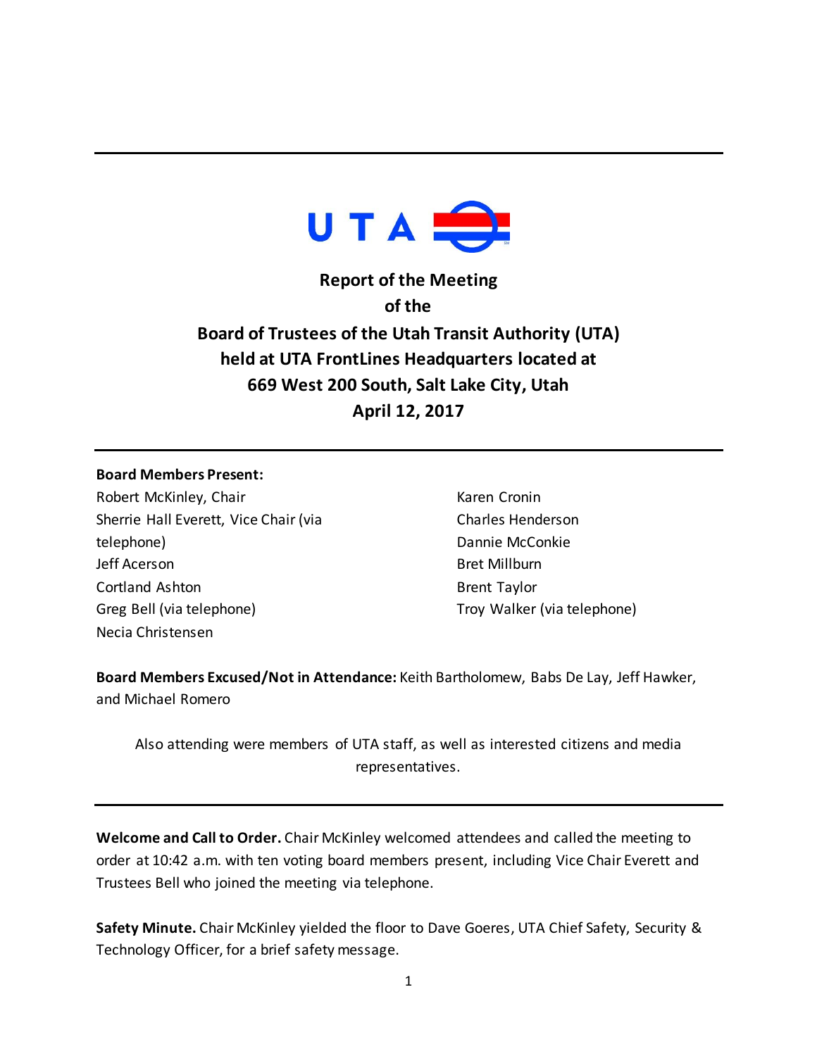UTA

# Report of the Meeting of the Board of Trustees of the Utah Transit Authority (UTA) held at UTA FrontLines Headquarters located at 669 West 200 South, Salt Lake City, Utah April 12, 2017

**Board Members Present:**

Robert McKinley, Chair
Sherrie Hall Everett, Vice Chair (via telephone)
Jeff Acerson
Cortland Ashton
Greg Bell (via telephone)
Necia Christensen
Karen Cronin
Charles Henderson
Dannie McConkie
Bret Millburn
Brent Taylor
Troy Walker (via telephone)

**Board Members Excused/Not in Attendance:** Keith Bartholomew, Babs De Lay, Jeff Hawker, and Michael Romero

Also attending were members of UTA staff, as well as interested citizens and media representatives.

**Welcome and Call to Order.** Chair McKinley welcomed attendees and called the meeting to order at 10:42 a.m. with ten voting board members present, including Vice Chair Everett and Trustees Bell who joined the meeting via telephone.

**Safety Minute.** Chair McKinley yielded the floor to Dave Goeres, UTA Chief Safety, Security & Technology Officer, for a brief safety message.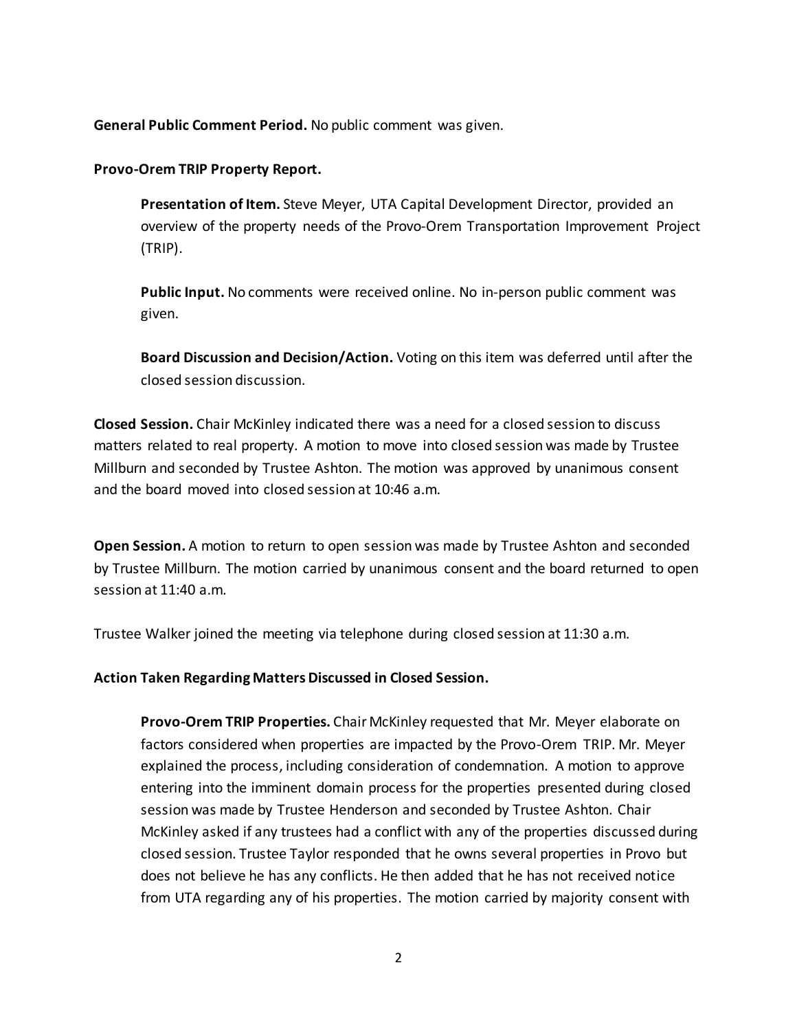**General Public Comment Period.** No public comment was given.

**Provo-Orem TRIP Property Report.**

**Presentation of Item.** Steve Meyer, UTA Capital Development Director, provided an overview of the property needs of the Provo-Orem Transportation Improvement Project (TRIP).

**Public Input.** No comments were received online. No in-person public comment was given.

**Board Discussion and Decision/Action.** Voting on this item was deferred until after the closed session discussion.

**Closed Session.** Chair McKinley indicated there was a need for a closed session to discuss matters related to real property. A motion to move into closed session was made by Trustee Millburn and seconded by Trustee Ashton. The motion was approved by unanimous consent and the board moved into closed session at 10:46 a.m.

**Open Session.** A motion to return to open session was made by Trustee Ashton and seconded by Trustee Millburn. The motion carried by unanimous consent and the board returned to open session at 11:40 a.m.

Trustee Walker joined the meeting via telephone during closed session at 11:30 a.m.

**Action Taken Regarding Matters Discussed in Closed Session.**

**Provo-Orem TRIP Properties.** Chair McKinley requested that Mr. Meyer elaborate on factors considered when properties are impacted by the Provo-Orem TRIP. Mr. Meyer explained the process, including consideration of condemnation. A motion to approve entering into the imminent domain process for the properties presented during closed session was made by Trustee Henderson and seconded by Trustee Ashton. Chair McKinley asked if any trustees had a conflict with any of the properties discussed during closed session. Trustee Taylor responded that he owns several properties in Provo but does not believe he has any conflicts. He then added that he has not received notice from UTA regarding any of his properties. The motion carried by majority consent with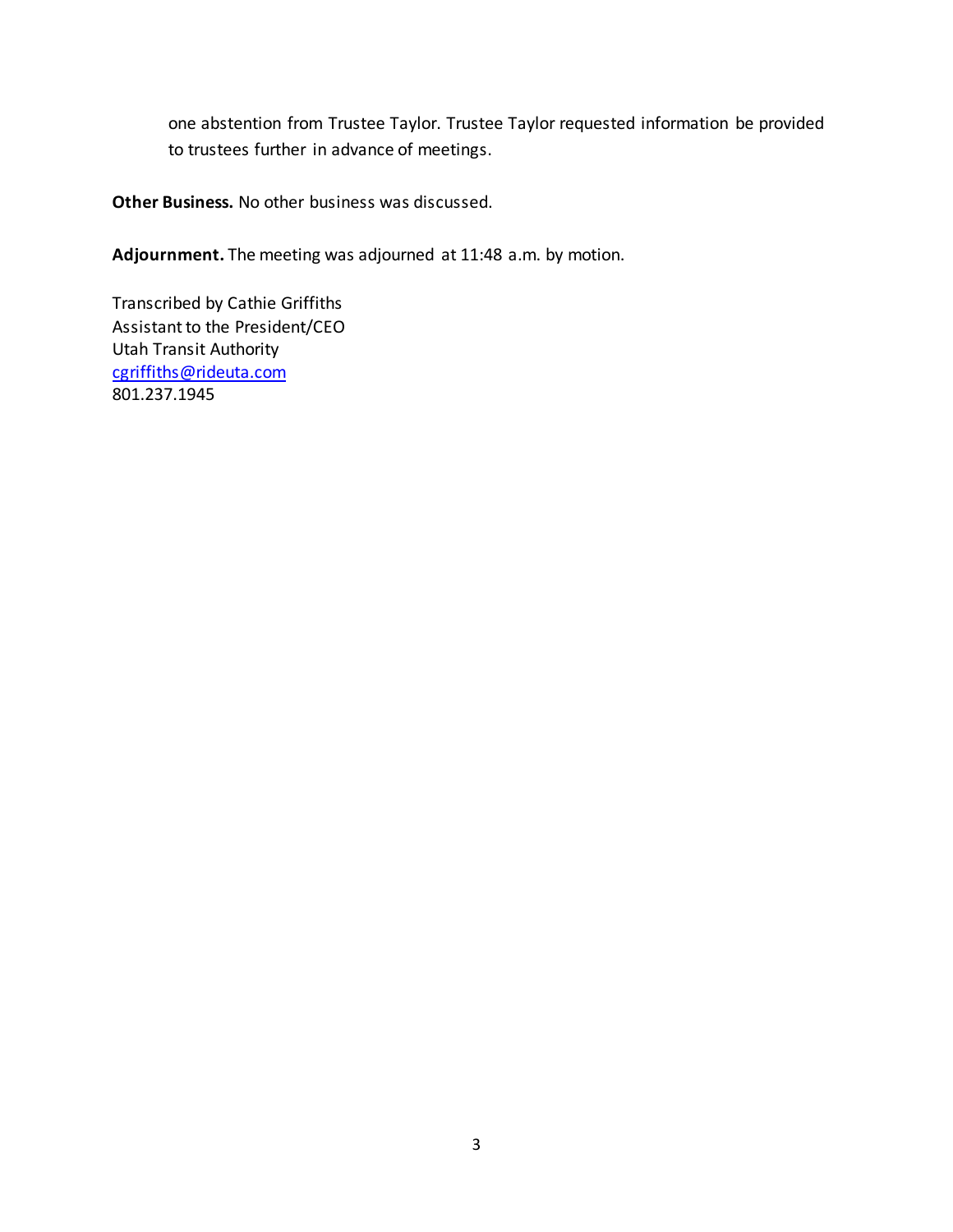one abstention from Trustee Taylor. Trustee Taylor requested information be provided to trustees further in advance of meetings.

**Other Business.** No other business was discussed.

**Adjournment.** The meeting was adjourned at 11:48 a.m. by motion.

Transcribed by Cathie Griffiths
Assistant to the President/CEO
Utah Transit Authority
cgriffiths@rideuta.com
801.237.1945